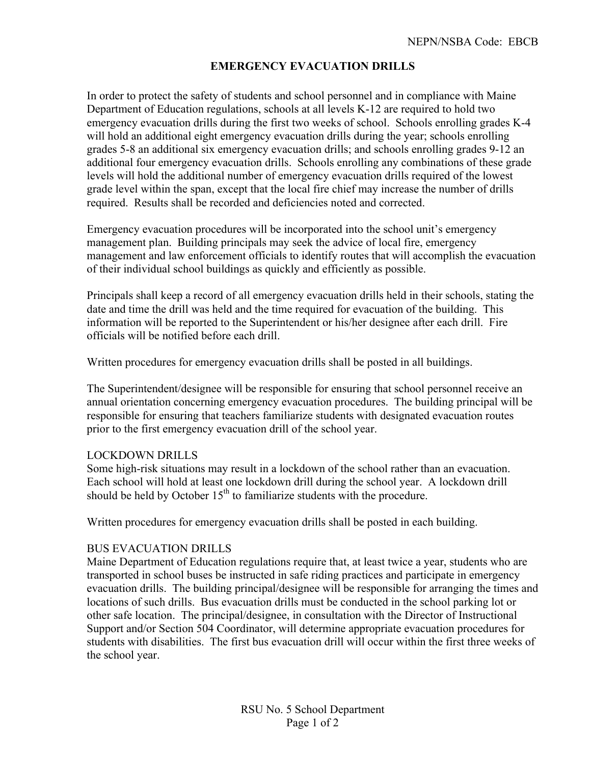NEPN/NSBA Code: EBCB

# EMERGENCY EVACUATION DRILLS

In order to protect the safety of students and school personnel and in compliance with Maine Department of Education regulations, schools at all levels K-12 are required to hold two emergency evacuation drills during the first two weeks of school. Schools enrolling grades K-4 will hold an additional eight emergency evacuation drills during the year; schools enrolling grades 5-8 an additional six emergency evacuation drills; and schools enrolling grades 9-12 an additional four emergency evacuation drills. Schools enrolling any combinations of these grade levels will hold the additional number of emergency evacuation drills required of the lowest grade level within the span, except that the local fire chief may increase the number of drills required. Results shall be recorded and deficiencies noted and corrected.

Emergency evacuation procedures will be incorporated into the school unit's emergency management plan. Building principals may seek the advice of local fire, emergency management and law enforcement officials to identify routes that will accomplish the evacuation of their individual school buildings as quickly and efficiently as possible.

Principals shall keep a record of all emergency evacuation drills held in their schools, stating the date and time the drill was held and the time required for evacuation of the building. This information will be reported to the Superintendent or his/her designee after each drill. Fire officials will be notified before each drill.

Written procedures for emergency evacuation drills shall be posted in all buildings.

The Superintendent/designee will be responsible for ensuring that school personnel receive an annual orientation concerning emergency evacuation procedures. The building principal will be responsible for ensuring that teachers familiarize students with designated evacuation routes prior to the first emergency evacuation drill of the school year.

## LOCKDOWN DRILLS

Some high-risk situations may result in a lockdown of the school rather than an evacuation. Each school will hold at least one lockdown drill during the school year. A lockdown drill should be held by October 15th to familiarize students with the procedure.

Written procedures for emergency evacuation drills shall be posted in each building.

## BUS EVACUATION DRILLS

Maine Department of Education regulations require that, at least twice a year, students who are transported in school buses be instructed in safe riding practices and participate in emergency evacuation drills. The building principal/designee will be responsible for arranging the times and locations of such drills. Bus evacuation drills must be conducted in the school parking lot or other safe location. The principal/designee, in consultation with the Director of Instructional Support and/or Section 504 Coordinator, will determine appropriate evacuation procedures for students with disabilities. The first bus evacuation drill will occur within the first three weeks of the school year.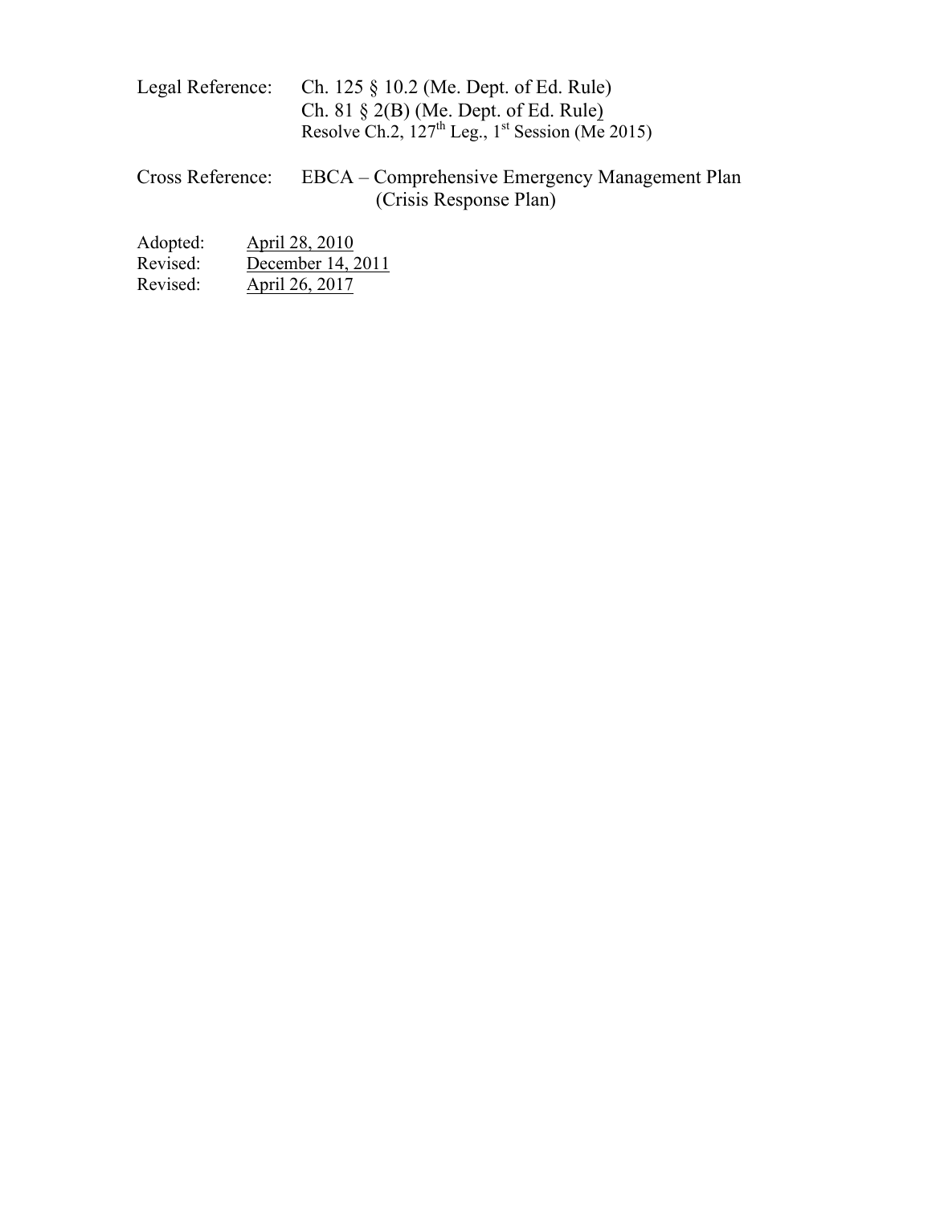Legal Reference: Ch. 125 § 10.2 (Me. Dept. of Ed. Rule)
Ch. 81 § 2(B) (Me. Dept. of Ed. Rule)
Resolve Ch.2, 127th Leg., 1st Session (Me 2015)

Cross Reference: EBCA – Comprehensive Emergency Management Plan (Crisis Response Plan)

Adopted: April 28, 2010
Revised: December 14, 2011
Revised: April 26, 2017